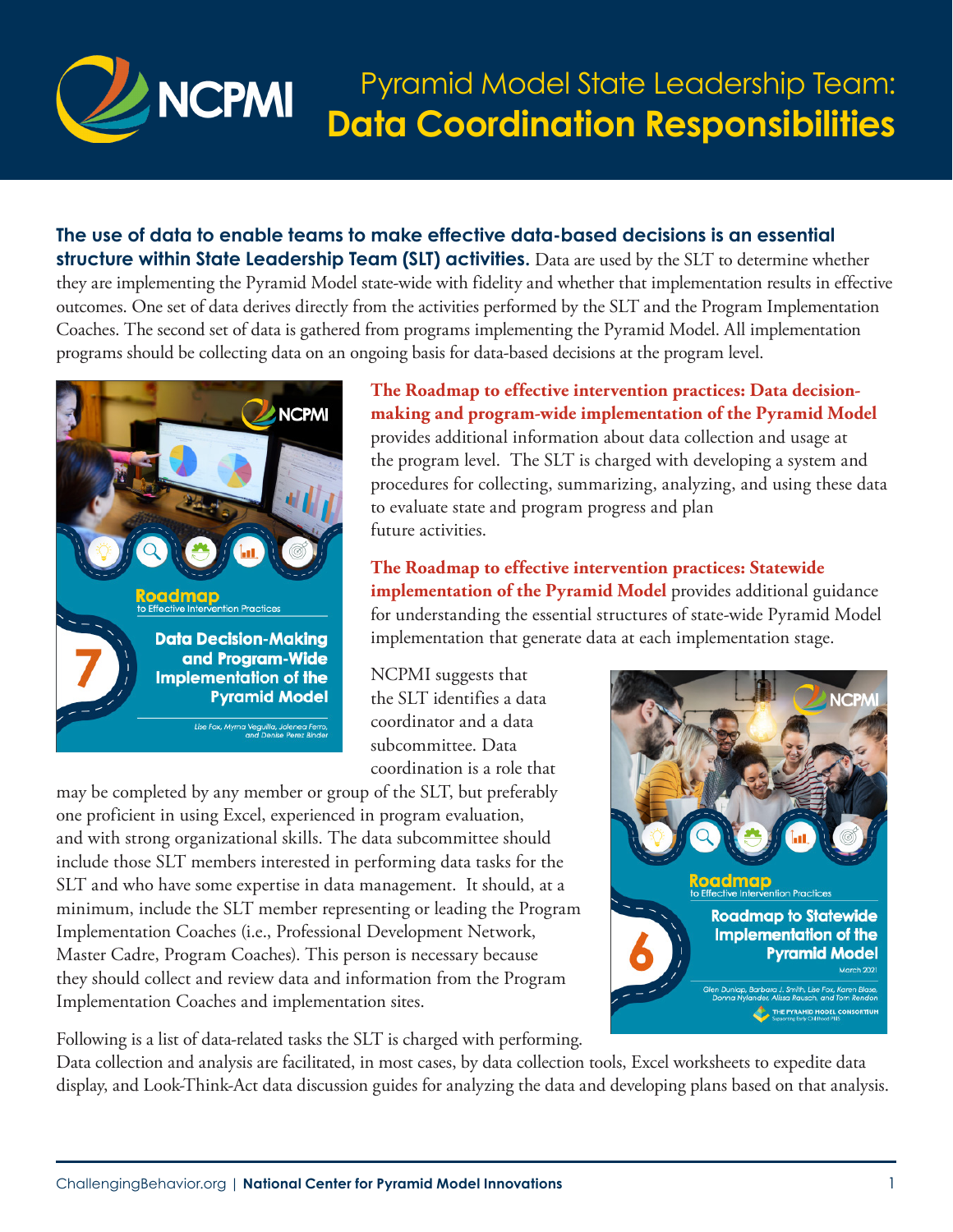# Pyramid Model State Leadership Team: Data Coordination Responsibilities

**The use of data to enable teams to make effective data-based decisions is an essential structure within State Leadership Team (SLT) activities.** Data are used by the SLT to determine whether they are implementing the Pyramid Model state-wide with fidelity and whether that implementation results in effective outcomes. One set of data derives directly from the activities performed by the SLT and the Program Implementation Coaches. The second set of data is gathered from programs implementing the Pyramid Model. All implementation programs should be collecting data on an ongoing basis for data-based decisions at the program level.

**The Roadmap to effective intervention practices: Data decision-making and program-wide implementation of the Pyramid Model** provides additional information about data collection and usage at the program level. The SLT is charged with developing a system and procedures for collecting, summarizing, analyzing, and using these data to evaluate state and program progress and plan future activities.

**The Roadmap to effective intervention practices: Statewide implementation of the Pyramid Model** provides additional guidance for understanding the essential structures of state-wide Pyramid Model implementation that generate data at each implementation stage.

NCPMI suggests that the SLT identifies a data coordinator and a data subcommittee. Data coordination is a role that may be completed by any member or group of the SLT, but preferably one proficient in using Excel, experienced in program evaluation, and with strong organizational skills. The data subcommittee should include those SLT members interested in performing data tasks for the SLT and who have some expertise in data management. It should, at a minimum, include the SLT member representing or leading the Program Implementation Coaches (i.e., Professional Development Network, Master Cadre, Program Coaches). This person is necessary because they should collect and review data and information from the Program Implementation Coaches and implementation sites.

Following is a list of data-related tasks the SLT is charged with performing. Data collection and analysis are facilitated, in most cases, by data collection tools, Excel worksheets to expedite data display, and Look-Think-Act data discussion guides for analyzing the data and developing plans based on that analysis.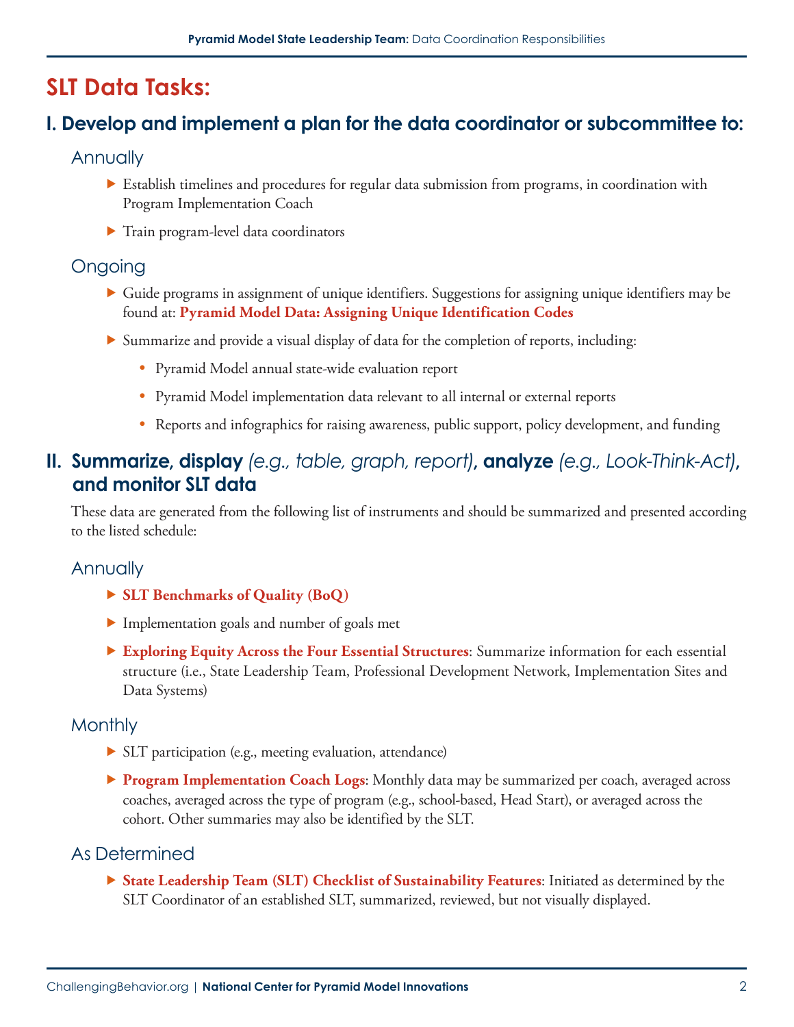# SLT Data Tasks:

## I. Develop and implement a plan for the data coordinator or subcommittee to:

### Annually

- Establish timelines and procedures for regular data submission from programs, in coordination with Program Implementation Coach
- Train program-level data coordinators

### Ongoing

- Guide programs in assignment of unique identifiers. Suggestions for assigning unique identifiers may be found at: **Pyramid Model Data: Assigning Unique Identification Codes**
- Summarize and provide a visual display of data for the completion of reports, including:
  - Pyramid Model annual state-wide evaluation report
  - Pyramid Model implementation data relevant to all internal or external reports
  - Reports and infographics for raising awareness, public support, policy development, and funding

## II. Summarize, display *(e.g., table, graph, report)*, analyze *(e.g., Look-Think-Act)*, and monitor SLT data

These data are generated from the following list of instruments and should be summarized and presented according to the listed schedule:

### Annually

- **SLT Benchmarks of Quality (BoQ)**
- Implementation goals and number of goals met
- **Exploring Equity Across the Four Essential Structures**: Summarize information for each essential structure (i.e., State Leadership Team, Professional Development Network, Implementation Sites and Data Systems)

### Monthly

- SLT participation (e.g., meeting evaluation, attendance)
- **Program Implementation Coach Logs**: Monthly data may be summarized per coach, averaged across coaches, averaged across the type of program (e.g., school-based, Head Start), or averaged across the cohort. Other summaries may also be identified by the SLT.

### As Determined

- **State Leadership Team (SLT) Checklist of Sustainability Features**: Initiated as determined by the SLT Coordinator of an established SLT, summarized, reviewed, but not visually displayed.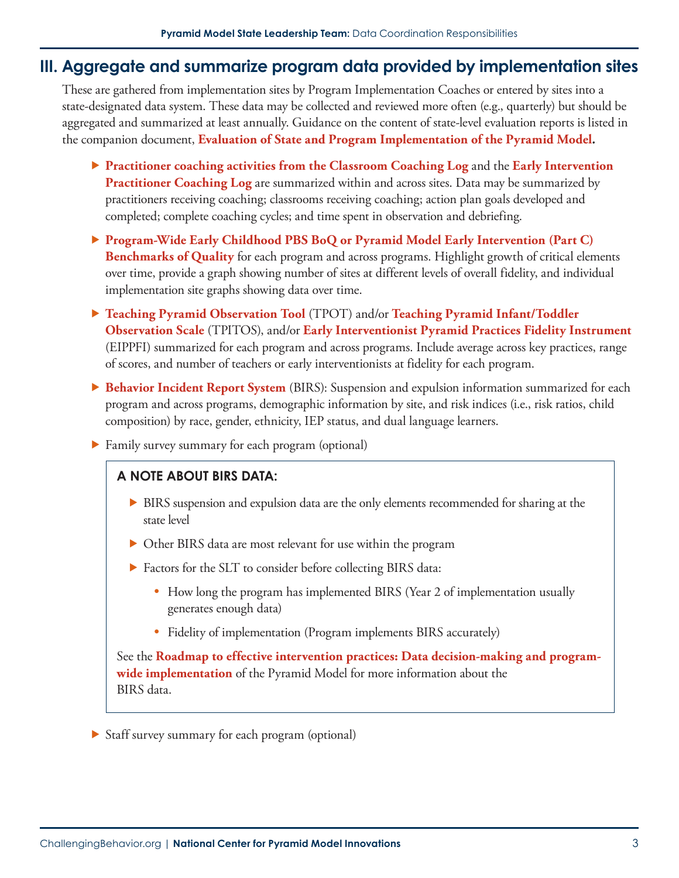## III. Aggregate and summarize program data provided by implementation sites

These are gathered from implementation sites by Program Implementation Coaches or entered by sites into a state-designated data system. These data may be collected and reviewed more often (e.g., quarterly) but should be aggregated and summarized at least annually. Guidance on the content of state-level evaluation reports is listed in the companion document, **Evaluation of State and Program Implementation of the Pyramid Model.**

- **Practitioner coaching activities from the Classroom Coaching Log** and the **Early Intervention Practitioner Coaching Log** are summarized within and across sites. Data may be summarized by practitioners receiving coaching; classrooms receiving coaching; action plan goals developed and completed; complete coaching cycles; and time spent in observation and debriefing.
- **Program-Wide Early Childhood PBS BoQ or Pyramid Model Early Intervention (Part C) Benchmarks of Quality** for each program and across programs. Highlight growth of critical elements over time, provide a graph showing number of sites at different levels of overall fidelity, and individual implementation site graphs showing data over time.
- **Teaching Pyramid Observation Tool** (TPOT) and/or **Teaching Pyramid Infant/Toddler Observation Scale** (TPITOS), and/or **Early Interventionist Pyramid Practices Fidelity Instrument** (EIPPFI) summarized for each program and across programs. Include average across key practices, range of scores, and number of teachers or early interventionists at fidelity for each program.
- **Behavior Incident Report System** (BIRS): Suspension and expulsion information summarized for each program and across programs, demographic information by site, and risk indices (i.e., risk ratios, child composition) by race, gender, ethnicity, IEP status, and dual language learners.
- Family survey summary for each program (optional)

> **A NOTE ABOUT BIRS DATA:**
>
> - BIRS suspension and expulsion data are the only elements recommended for sharing at the state level
> - Other BIRS data are most relevant for use within the program
> - Factors for the SLT to consider before collecting BIRS data:
>   - How long the program has implemented BIRS (Year 2 of implementation usually generates enough data)
>   - Fidelity of implementation (Program implements BIRS accurately)
>
> See the **Roadmap to effective intervention practices: Data decision-making and program-wide implementation** of the Pyramid Model for more information about the BIRS data.

- Staff survey summary for each program (optional)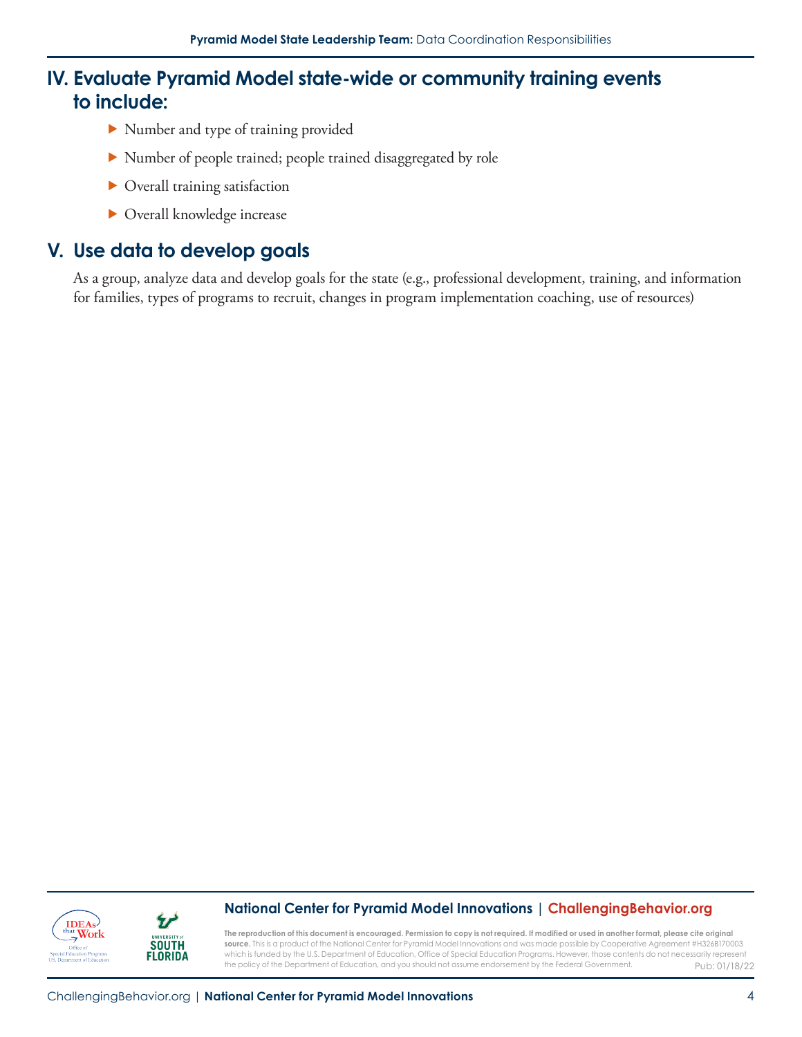## IV. Evaluate Pyramid Model state-wide or community training events to include:

- Number and type of training provided
- Number of people trained; people trained disaggregated by role
- Overall training satisfaction
- Overall knowledge increase

## V. Use data to develop goals

As a group, analyze data and develop goals for the state (e.g., professional development, training, and information for families, types of programs to recruit, changes in program implementation coaching, use of resources)

IDEAs that Work
Office of Special Education Programs
U.S. Department of Education

UNIVERSITY of SOUTH FLORIDA

**National Center for Pyramid Model Innovations | ChallengingBehavior.org**

**The reproduction of this document is encouraged. Permission to copy is not required. If modified or used in another format, please cite original source.** This is a product of the National Center for Pyramid Model Innovations and was made possible by Cooperative Agreement #H326B170003 which is funded by the U.S. Department of Education, Office of Special Education Programs. However, those contents do not necessarily represent the policy of the Department of Education, and you should not assume endorsement by the Federal Government. Pub: 01/18/22